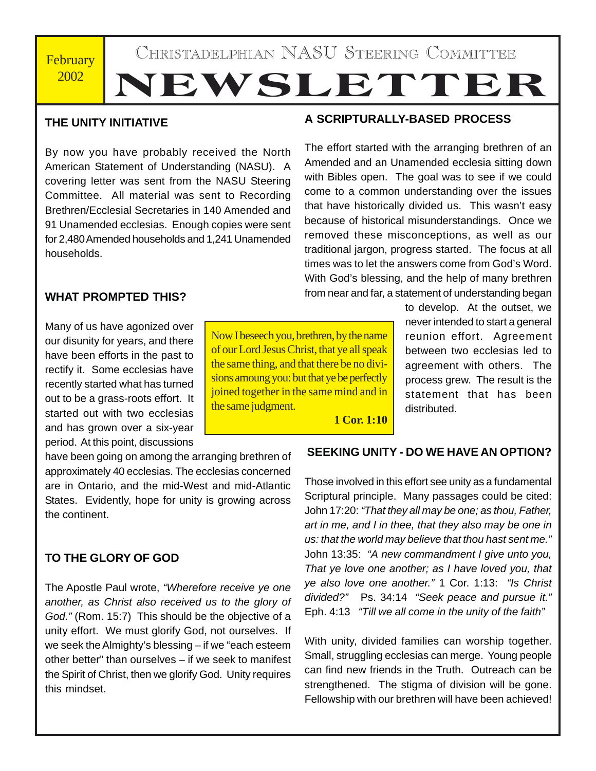February 2002

CHRISTADELPHIAN NASU STEERING COMMITTEE

# NEWSLETTER

## THE UNITY INITIATIVE

By now you have probably received the North American Statement of Understanding (NASU). A covering letter was sent from the NASU Steering Committee. All material was sent to Recording Brethren/Ecclesial Secretaries in 140 Amended and 91 Unamended ecclesias. Enough copies were sent for 2,480 Amended households and 1,241 Unamended households.

## WHAT PROMPTED THIS?

Many of us have agonized over our disunity for years, and there have been efforts in the past to rectify it. Some ecclesias have recently started what has turned out to be a grass-roots effort. It started out with two ecclesias and has grown over a six-year period. At this point, discussions have been going on among the arranging brethren of approximately 40 ecclesias. The ecclesias concerned are in Ontario, and the mid-West and mid-Atlantic States. Evidently, hope for unity is growing across the continent.

> Now I beseech you, brethren, by the name of our Lord Jesus Christ, that ye all speak the same thing, and that there be no divisions amoung you: but that ye be perfectly joined together in the same mind and in the same judgment.
>
> **1 Cor. 1:10**

## TO THE GLORY OF GOD

The Apostle Paul wrote, *"Wherefore receive ye one another, as Christ also received us to the glory of God."* (Rom. 15:7) This should be the objective of a unity effort. We must glorify God, not ourselves. If we seek the Almighty's blessing – if we "each esteem other better" than ourselves – if we seek to manifest the Spirit of Christ, then we glorify God. Unity requires this mindset.

## A SCRIPTURALLY-BASED PROCESS

The effort started with the arranging brethren of an Amended and an Unamended ecclesia sitting down with Bibles open. The goal was to see if we could come to a common understanding over the issues that have historically divided us. This wasn't easy because of historical misunderstandings. Once we removed these misconceptions, as well as our traditional jargon, progress started. The focus at all times was to let the answers come from God's Word. With God's blessing, and the help of many brethren from near and far, a statement of understanding began to develop. At the outset, we never intended to start a general reunion effort. Agreement between two ecclesias led to agreement with others. The process grew. The result is the statement that has been distributed.

## SEEKING UNITY - DO WE HAVE AN OPTION?

Those involved in this effort see unity as a fundamental Scriptural principle. Many passages could be cited: John 17:20: *"That they all may be one; as thou, Father, art in me, and I in thee, that they also may be one in us: that the world may believe that thou hast sent me."* John 13:35: *"A new commandment I give unto you, That ye love one another; as I have loved you, that ye also love one another."* 1 Cor. 1:13: *"Is Christ divided?"* Ps. 34:14 *"Seek peace and pursue it."* Eph. 4:13 *"Till we all come in the unity of the faith"*

With unity, divided families can worship together. Small, struggling ecclesias can merge. Young people can find new friends in the Truth. Outreach can be strengthened. The stigma of division will be gone. Fellowship with our brethren will have been achieved!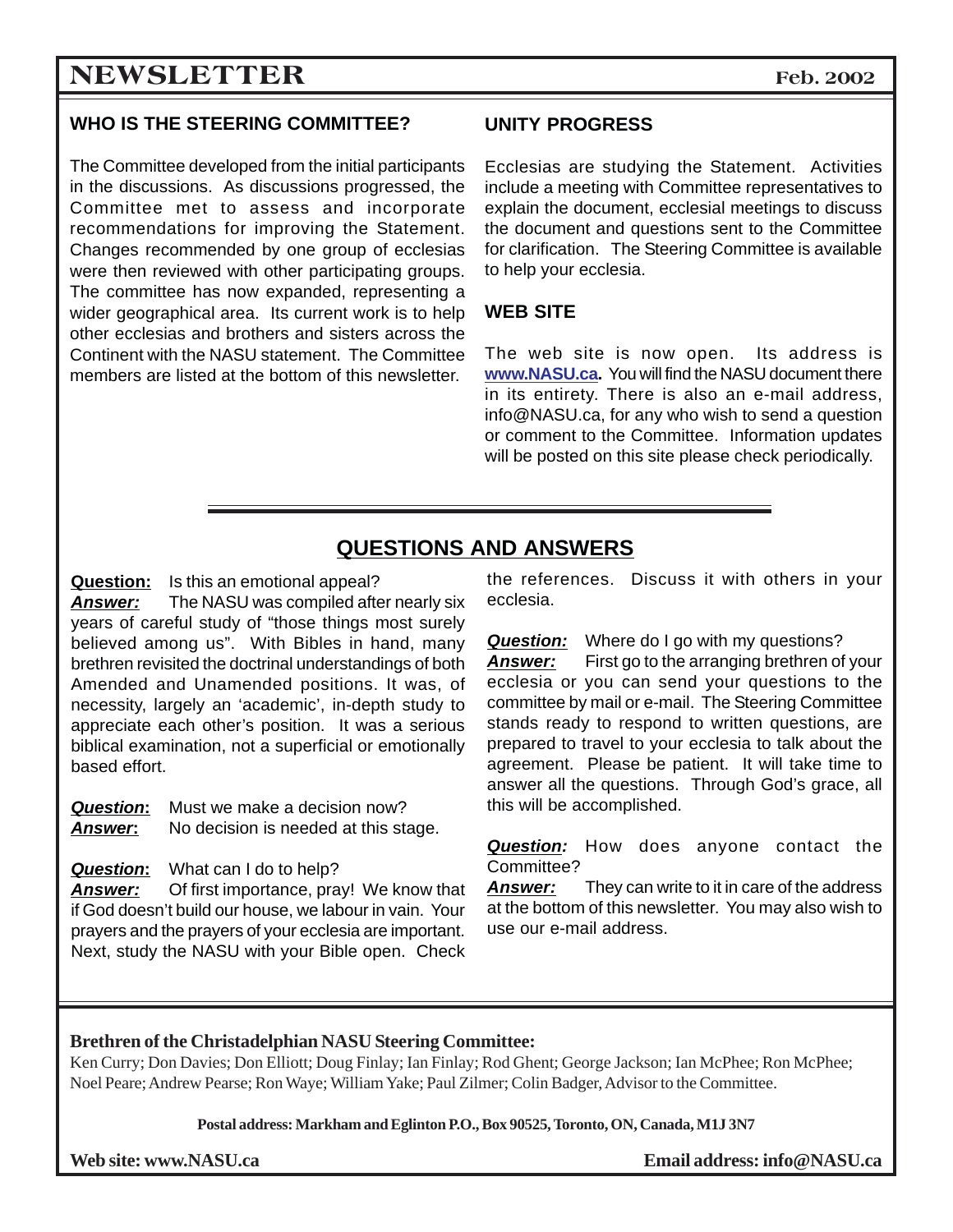# NEWSLETTER

**Feb. 2002**

## WHO IS THE STEERING COMMITTEE?

The Committee developed from the initial participants in the discussions. As discussions progressed, the Committee met to assess and incorporate recommendations for improving the Statement. Changes recommended by one group of ecclesias were then reviewed with other participating groups. The committee has now expanded, representing a wider geographical area. Its current work is to help other ecclesias and brothers and sisters across the Continent with the NASU statement. The Committee members are listed at the bottom of this newsletter.

## UNITY PROGRESS

Ecclesias are studying the Statement. Activities include a meeting with Committee representatives to explain the document, ecclesial meetings to discuss the document and questions sent to the Committee for clarification. The Steering Committee is available to help your ecclesia.

## WEB SITE

The web site is now open. Its address is **www.NASU.ca.** You will find the NASU document there in its entirety. There is also an e-mail address, info@NASU.ca, for any who wish to send a question or comment to the Committee. Information updates will be posted on this site please check periodically.

## QUESTIONS AND ANSWERS

**Question:** Is this an emotional appeal?
***Answer:*** The NASU was compiled after nearly six years of careful study of "those things most surely believed among us". With Bibles in hand, many brethren revisited the doctrinal understandings of both Amended and Unamended positions. It was, of necessity, largely an 'academic', in-depth study to appreciate each other's position. It was a serious biblical examination, not a superficial or emotionally based effort.

***Question*:** Must we make a decision now?
***Answer*:** No decision is needed at this stage.

***Question*:** What can I do to help?
***Answer:*** Of first importance, pray! We know that if God doesn't build our house, we labour in vain. Your prayers and the prayers of your ecclesia are important. Next, study the NASU with your Bible open. Check the references. Discuss it with others in your ecclesia.

***Question:*** Where do I go with my questions?
***Answer:*** First go to the arranging brethren of your ecclesia or you can send your questions to the committee by mail or e-mail. The Steering Committee stands ready to respond to written questions, are prepared to travel to your ecclesia to talk about the agreement. Please be patient. It will take time to answer all the questions. Through God's grace, all this will be accomplished.

***Question:*** How does anyone contact the Committee?
***Answer:*** They can write to it in care of the address at the bottom of this newsletter. You may also wish to use our e-mail address.

**Brethren of the Christadelphian NASU Steering Committee:**
Ken Curry; Don Davies; Don Elliott; Doug Finlay; Ian Finlay; Rod Ghent; George Jackson; Ian McPhee; Ron McPhee; Noel Peare; Andrew Pearse; Ron Waye; William Yake; Paul Zilmer; Colin Badger, Advisor to the Committee.

**Postal address: Markham and Eglinton P.O., Box 90525, Toronto, ON, Canada, M1J 3N7**

**Web site: www.NASU.ca** **Email address: info@NASU.ca**